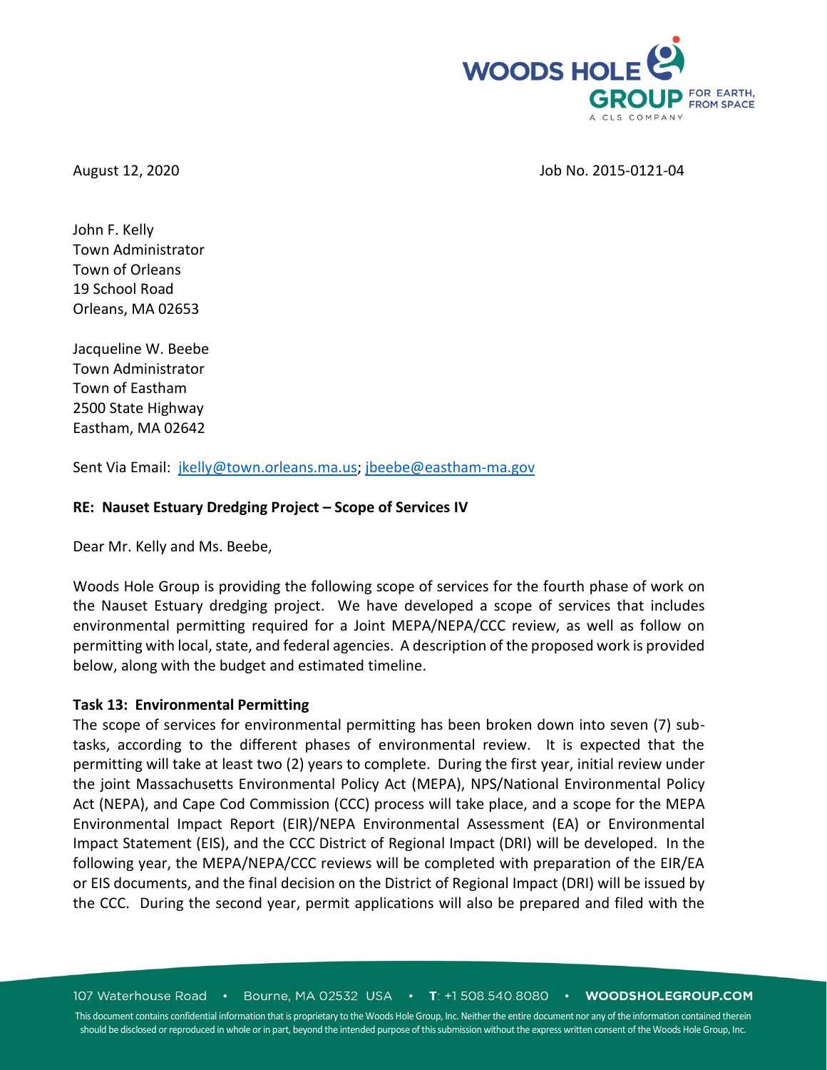August 12, 2020 Job No. 2015-0121-04

John F. Kelly
Town Administrator
Town of Orleans
19 School Road
Orleans, MA 02653

Jacqueline W. Beebe
Town Administrator
Town of Eastham
2500 State Highway
Eastham, MA 02642

Sent Via Email: jkelly@town.orleans.ma.us; jbeebe@eastham-ma.gov

**RE: Nauset Estuary Dredging Project – Scope of Services IV**

Dear Mr. Kelly and Ms. Beebe,

Woods Hole Group is providing the following scope of services for the fourth phase of work on the Nauset Estuary dredging project. We have developed a scope of services that includes environmental permitting required for a Joint MEPA/NEPA/CCC review, as well as follow on permitting with local, state, and federal agencies. A description of the proposed work is provided below, along with the budget and estimated timeline.

**Task 13: Environmental Permitting**

The scope of services for environmental permitting has been broken down into seven (7) sub-tasks, according to the different phases of environmental review. It is expected that the permitting will take at least two (2) years to complete. During the first year, initial review under the joint Massachusetts Environmental Policy Act (MEPA), NPS/National Environmental Policy Act (NEPA), and Cape Cod Commission (CCC) process will take place, and a scope for the MEPA Environmental Impact Report (EIR)/NEPA Environmental Assessment (EA) or Environmental Impact Statement (EIS), and the CCC District of Regional Impact (DRI) will be developed. In the following year, the MEPA/NEPA/CCC reviews will be completed with preparation of the EIR/EA or EIS documents, and the final decision on the District of Regional Impact (DRI) will be issued by the CCC. During the second year, permit applications will also be prepared and filed with the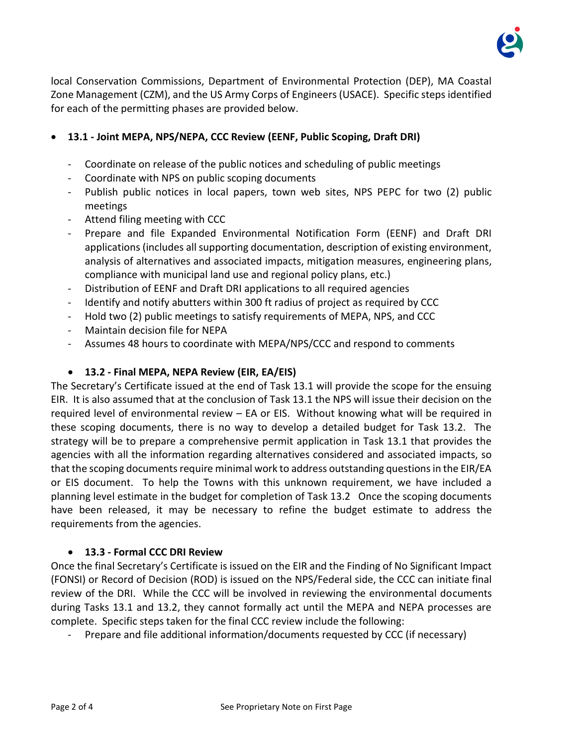local Conservation Commissions, Department of Environmental Protection (DEP), MA Coastal Zone Management (CZM), and the US Army Corps of Engineers (USACE). Specific steps identified for each of the permitting phases are provided below.

- **13.1 - Joint MEPA, NPS/NEPA, CCC Review (EENF, Public Scoping, Draft DRI)**
  - Coordinate on release of the public notices and scheduling of public meetings
  - Coordinate with NPS on public scoping documents
  - Publish public notices in local papers, town web sites, NPS PEPC for two (2) public meetings
  - Attend filing meeting with CCC
  - Prepare and file Expanded Environmental Notification Form (EENF) and Draft DRI applications (includes all supporting documentation, description of existing environment, analysis of alternatives and associated impacts, mitigation measures, engineering plans, compliance with municipal land use and regional policy plans, etc.)
  - Distribution of EENF and Draft DRI applications to all required agencies
  - Identify and notify abutters within 300 ft radius of project as required by CCC
  - Hold two (2) public meetings to satisfy requirements of MEPA, NPS, and CCC
  - Maintain decision file for NEPA
  - Assumes 48 hours to coordinate with MEPA/NPS/CCC and respond to comments

- **13.2 - Final MEPA, NEPA Review (EIR, EA/EIS)**

The Secretary's Certificate issued at the end of Task 13.1 will provide the scope for the ensuing EIR. It is also assumed that at the conclusion of Task 13.1 the NPS will issue their decision on the required level of environmental review – EA or EIS. Without knowing what will be required in these scoping documents, there is no way to develop a detailed budget for Task 13.2. The strategy will be to prepare a comprehensive permit application in Task 13.1 that provides the agencies with all the information regarding alternatives considered and associated impacts, so that the scoping documents require minimal work to address outstanding questions in the EIR/EA or EIS document. To help the Towns with this unknown requirement, we have included a planning level estimate in the budget for completion of Task 13.2 Once the scoping documents have been released, it may be necessary to refine the budget estimate to address the requirements from the agencies.

- **13.3 - Formal CCC DRI Review**

Once the final Secretary's Certificate is issued on the EIR and the Finding of No Significant Impact (FONSI) or Record of Decision (ROD) is issued on the NPS/Federal side, the CCC can initiate final review of the DRI. While the CCC will be involved in reviewing the environmental documents during Tasks 13.1 and 13.2, they cannot formally act until the MEPA and NEPA processes are complete. Specific steps taken for the final CCC review include the following:

  - Prepare and file additional information/documents requested by CCC (if necessary)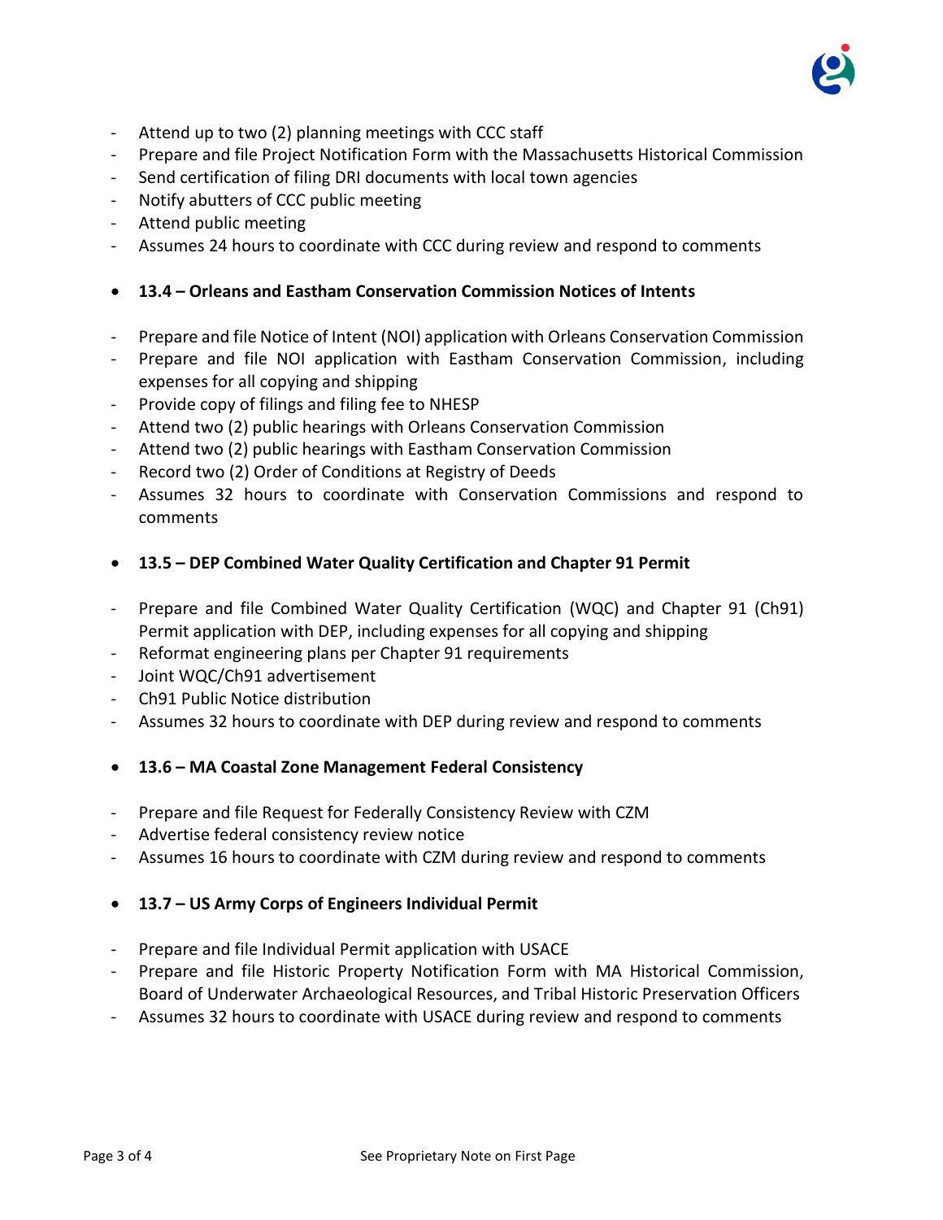- Attend up to two (2) planning meetings with CCC staff
- Prepare and file Project Notification Form with the Massachusetts Historical Commission
- Send certification of filing DRI documents with local town agencies
- Notify abutters of CCC public meeting
- Attend public meeting
- Assumes 24 hours to coordinate with CCC during review and respond to comments

- **13.4 – Orleans and Eastham Conservation Commission Notices of Intents**

- Prepare and file Notice of Intent (NOI) application with Orleans Conservation Commission
- Prepare and file NOI application with Eastham Conservation Commission, including expenses for all copying and shipping
- Provide copy of filings and filing fee to NHESP
- Attend two (2) public hearings with Orleans Conservation Commission
- Attend two (2) public hearings with Eastham Conservation Commission
- Record two (2) Order of Conditions at Registry of Deeds
- Assumes 32 hours to coordinate with Conservation Commissions and respond to comments

- **13.5 – DEP Combined Water Quality Certification and Chapter 91 Permit**

- Prepare and file Combined Water Quality Certification (WQC) and Chapter 91 (Ch91) Permit application with DEP, including expenses for all copying and shipping
- Reformat engineering plans per Chapter 91 requirements
- Joint WQC/Ch91 advertisement
- Ch91 Public Notice distribution
- Assumes 32 hours to coordinate with DEP during review and respond to comments

- **13.6 – MA Coastal Zone Management Federal Consistency**

- Prepare and file Request for Federally Consistency Review with CZM
- Advertise federal consistency review notice
- Assumes 16 hours to coordinate with CZM during review and respond to comments

- **13.7 – US Army Corps of Engineers Individual Permit**

- Prepare and file Individual Permit application with USACE
- Prepare and file Historic Property Notification Form with MA Historical Commission, Board of Underwater Archaeological Resources, and Tribal Historic Preservation Officers
- Assumes 32 hours to coordinate with USACE during review and respond to comments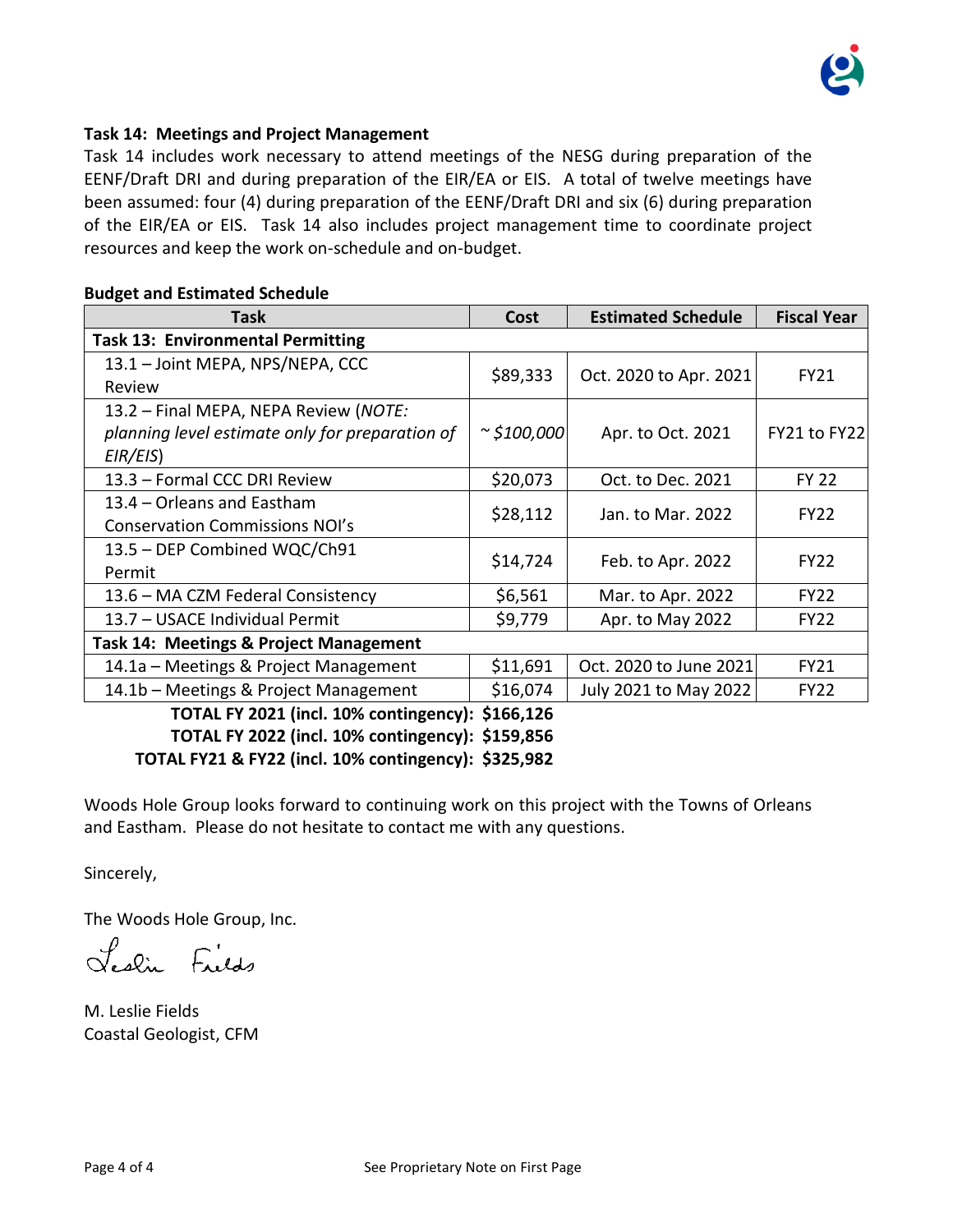**Task 14: Meetings and Project Management**

Task 14 includes work necessary to attend meetings of the NESG during preparation of the EENF/Draft DRI and during preparation of the EIR/EA or EIS. A total of twelve meetings have been assumed: four (4) during preparation of the EENF/Draft DRI and six (6) during preparation of the EIR/EA or EIS. Task 14 also includes project management time to coordinate project resources and keep the work on-schedule and on-budget.

**Budget and Estimated Schedule**

| Task | Cost | Estimated Schedule | Fiscal Year |
|---|---|---|---|
| **Task 13: Environmental Permitting** | | | |
| 13.1 – Joint MEPA, NPS/NEPA, CCC Review | $89,333 | Oct. 2020 to Apr. 2021 | FY21 |
| 13.2 – Final MEPA, NEPA Review (*NOTE: planning level estimate only for preparation of EIR/EIS*) | *~ $100,000* | Apr. to Oct. 2021 | FY21 to FY22 |
| 13.3 – Formal CCC DRI Review | $20,073 | Oct. to Dec. 2021 | FY 22 |
| 13.4 – Orleans and Eastham Conservation Commissions NOI's | $28,112 | Jan. to Mar. 2022 | FY22 |
| 13.5 – DEP Combined WQC/Ch91 Permit | $14,724 | Feb. to Apr. 2022 | FY22 |
| 13.6 – MA CZM Federal Consistency | $6,561 | Mar. to Apr. 2022 | FY22 |
| 13.7 – USACE Individual Permit | $9,779 | Apr. to May 2022 | FY22 |
| **Task 14: Meetings & Project Management** | | | |
| 14.1a – Meetings & Project Management | $11,691 | Oct. 2020 to June 2021 | FY21 |
| 14.1b – Meetings & Project Management | $16,074 | July 2021 to May 2022 | FY22 |

**TOTAL FY 2021 (incl. 10% contingency): $166,126**
**TOTAL FY 2022 (incl. 10% contingency): $159,856**
**TOTAL FY21 & FY22 (incl. 10% contingency): $325,982**

Woods Hole Group looks forward to continuing work on this project with the Towns of Orleans and Eastham. Please do not hesitate to contact me with any questions.

Sincerely,

The Woods Hole Group, Inc.

Leslie Fields

M. Leslie Fields
Coastal Geologist, CFM

See Proprietary Note on First Page